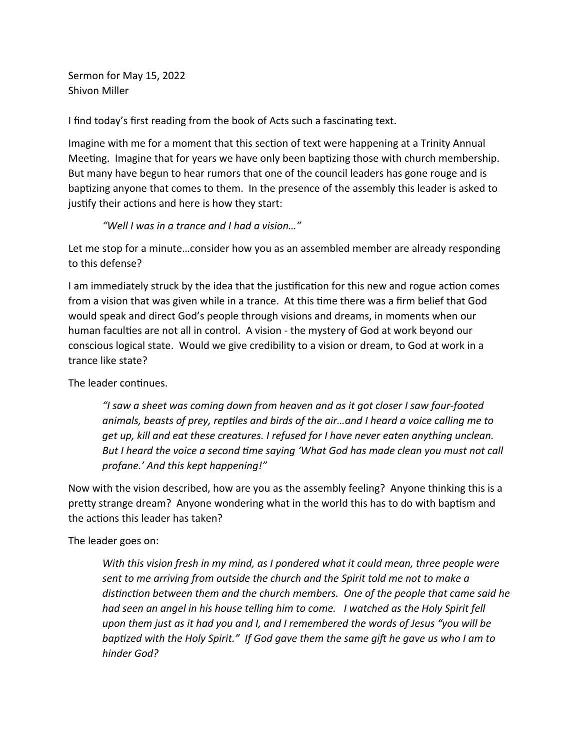Sermon for May 15, 2022
Shivon Miller

I find today's first reading from the book of Acts such a fascinating text.

Imagine with me for a moment that this section of text were happening at a Trinity Annual Meeting. Imagine that for years we have only been baptizing those with church membership. But many have begun to hear rumors that one of the council leaders has gone rouge and is baptizing anyone that comes to them. In the presence of the assembly this leader is asked to justify their actions and here is how they start:

> *"Well I was in a trance and I had a vision…"*

Let me stop for a minute…consider how you as an assembled member are already responding to this defense?

I am immediately struck by the idea that the justification for this new and rogue action comes from a vision that was given while in a trance. At this time there was a firm belief that God would speak and direct God's people through visions and dreams, in moments when our human faculties are not all in control. A vision - the mystery of God at work beyond our conscious logical state. Would we give credibility to a vision or dream, to God at work in a trance like state?

The leader continues.

> *"I saw a sheet was coming down from heaven and as it got closer I saw four-footed animals, beasts of prey, reptiles and birds of the air…and I heard a voice calling me to get up, kill and eat these creatures. I refused for I have never eaten anything unclean. But I heard the voice a second time saying 'What God has made clean you must not call profane.' And this kept happening!"*

Now with the vision described, how are you as the assembly feeling? Anyone thinking this is a pretty strange dream? Anyone wondering what in the world this has to do with baptism and the actions this leader has taken?

The leader goes on:

> *With this vision fresh in my mind, as I pondered what it could mean, three people were sent to me arriving from outside the church and the Spirit told me not to make a distinction between them and the church members. One of the people that came said he had seen an angel in his house telling him to come. I watched as the Holy Spirit fell upon them just as it had you and I, and I remembered the words of Jesus "you will be baptized with the Holy Spirit." If God gave them the same gift he gave us who I am to hinder God?*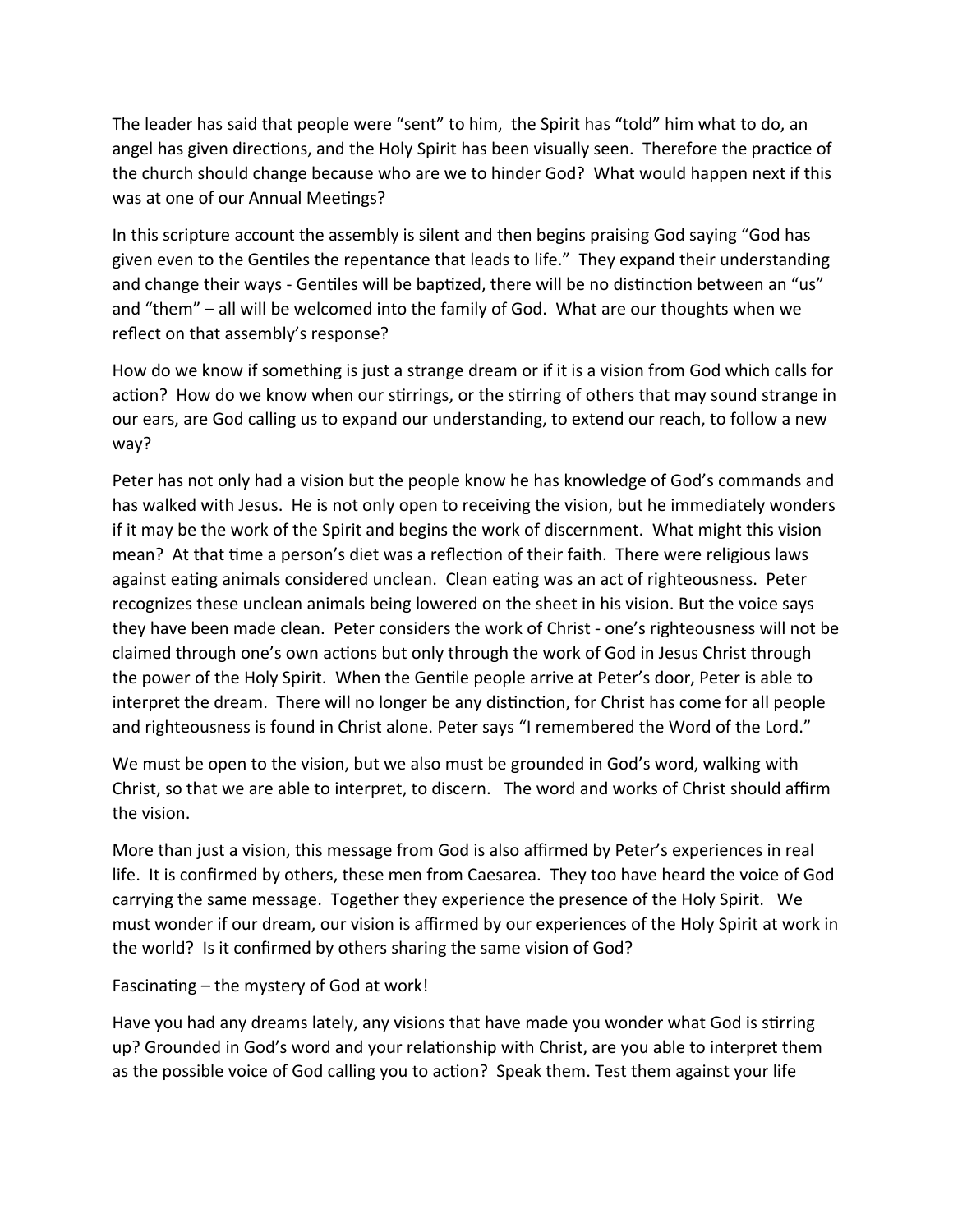The leader has said that people were "sent" to him,  the Spirit has "told" him what to do, an angel has given directions, and the Holy Spirit has been visually seen.  Therefore the practice of the church should change because who are we to hinder God?  What would happen next if this was at one of our Annual Meetings?

In this scripture account the assembly is silent and then begins praising God saying "God has given even to the Gentiles the repentance that leads to life."  They expand their understanding and change their ways - Gentiles will be baptized, there will be no distinction between an "us" and "them" – all will be welcomed into the family of God.  What are our thoughts when we reflect on that assembly's response?

How do we know if something is just a strange dream or if it is a vision from God which calls for action?  How do we know when our stirrings, or the stirring of others that may sound strange in our ears, are God calling us to expand our understanding, to extend our reach, to follow a new way?

Peter has not only had a vision but the people know he has knowledge of God's commands and has walked with Jesus.  He is not only open to receiving the vision, but he immediately wonders if it may be the work of the Spirit and begins the work of discernment.  What might this vision mean?  At that time a person's diet was a reflection of their faith.  There were religious laws against eating animals considered unclean.  Clean eating was an act of righteousness.  Peter recognizes these unclean animals being lowered on the sheet in his vision. But the voice says they have been made clean.  Peter considers the work of Christ - one's righteousness will not be claimed through one's own actions but only through the work of God in Jesus Christ through the power of the Holy Spirit.  When the Gentile people arrive at Peter's door, Peter is able to interpret the dream.  There will no longer be any distinction, for Christ has come for all people and righteousness is found in Christ alone. Peter says "I remembered the Word of the Lord."

We must be open to the vision, but we also must be grounded in God's word, walking with Christ, so that we are able to interpret, to discern.   The word and works of Christ should affirm the vision.

More than just a vision, this message from God is also affirmed by Peter's experiences in real life.  It is confirmed by others, these men from Caesarea.  They too have heard the voice of God carrying the same message.  Together they experience the presence of the Holy Spirit.   We must wonder if our dream, our vision is affirmed by our experiences of the Holy Spirit at work in the world?  Is it confirmed by others sharing the same vision of God?

Fascinating – the mystery of God at work!

Have you had any dreams lately, any visions that have made you wonder what God is stirring up? Grounded in God's word and your relationship with Christ, are you able to interpret them as the possible voice of God calling you to action?  Speak them. Test them against your life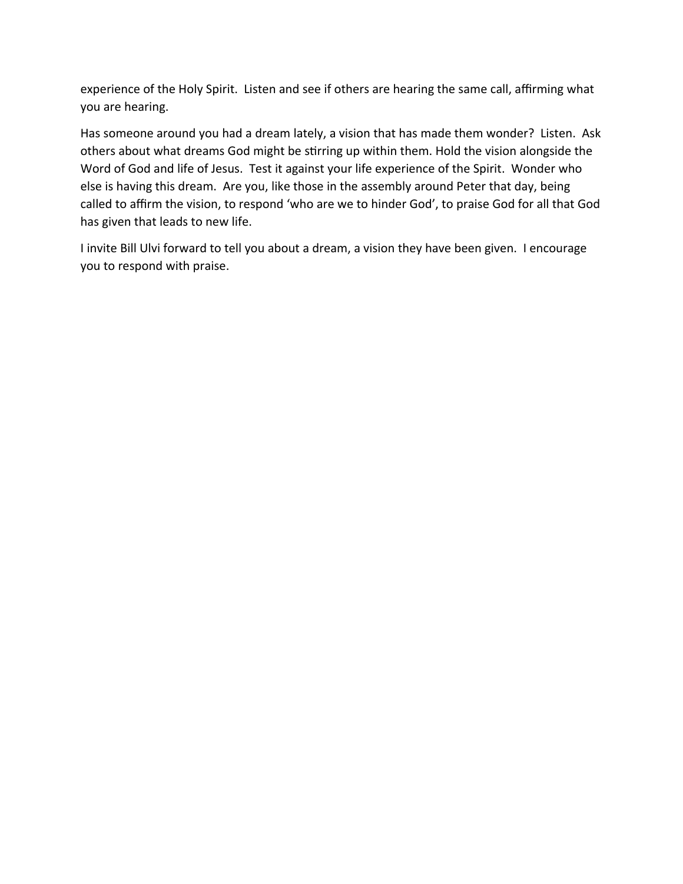experience of the Holy Spirit.  Listen and see if others are hearing the same call, affirming what you are hearing.

Has someone around you had a dream lately, a vision that has made them wonder?  Listen.  Ask others about what dreams God might be stirring up within them. Hold the vision alongside the Word of God and life of Jesus.  Test it against your life experience of the Spirit.  Wonder who else is having this dream.  Are you, like those in the assembly around Peter that day, being called to affirm the vision, to respond 'who are we to hinder God', to praise God for all that God has given that leads to new life.

I invite Bill Ulvi forward to tell you about a dream, a vision they have been given.  I encourage you to respond with praise.